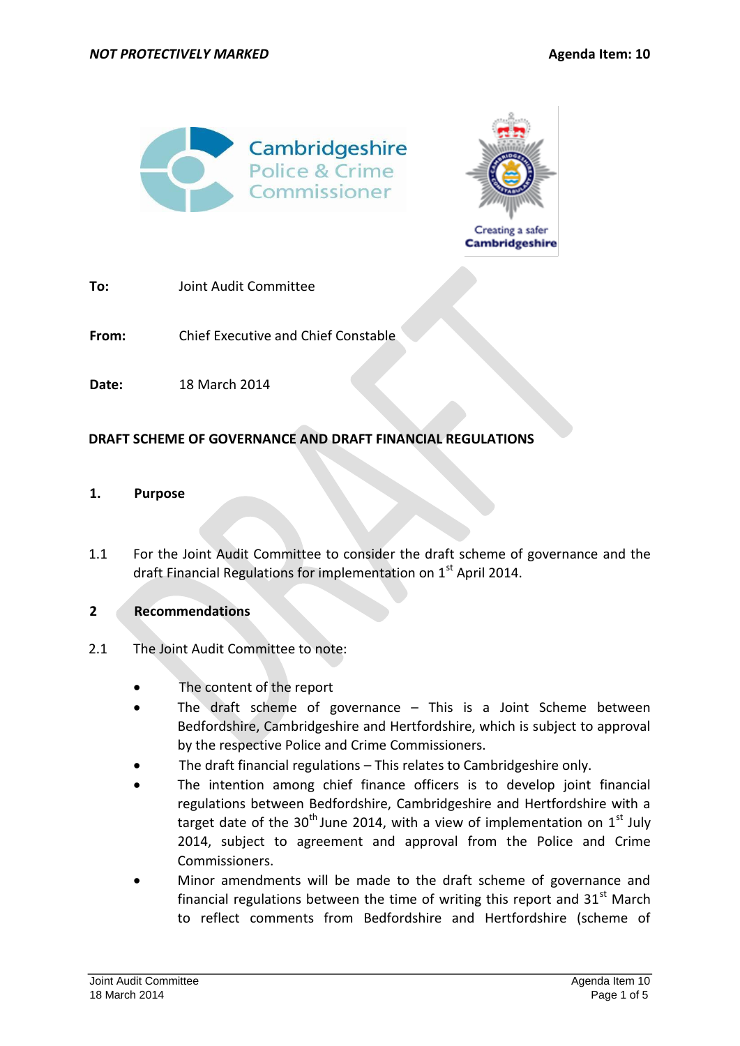**NOT PROTECTIVELY MARKED** **Agenda Item: 10**

| | |
|---|---|
| **To:** | Joint Audit Committee |
| **From:** | Chief Executive and Chief Constable |
| **Date:** | 18 March 2014 |

**DRAFT SCHEME OF GOVERNANCE AND DRAFT FINANCIAL REGULATIONS**

## 1. Purpose

1.1 For the Joint Audit Committee to consider the draft scheme of governance and the draft Financial Regulations for implementation on 1st April 2014.

## 2 Recommendations

2.1 The Joint Audit Committee to note:

- The content of the report
- The draft scheme of governance – This is a Joint Scheme between Bedfordshire, Cambridgeshire and Hertfordshire, which is subject to approval by the respective Police and Crime Commissioners.
- The draft financial regulations – This relates to Cambridgeshire only.
- The intention among chief finance officers is to develop joint financial regulations between Bedfordshire, Cambridgeshire and Hertfordshire with a target date of the 30th June 2014, with a view of implementation on 1st July 2014, subject to agreement and approval from the Police and Crime Commissioners.
- Minor amendments will be made to the draft scheme of governance and financial regulations between the time of writing this report and 31st March to reflect comments from Bedfordshire and Hertfordshire (scheme of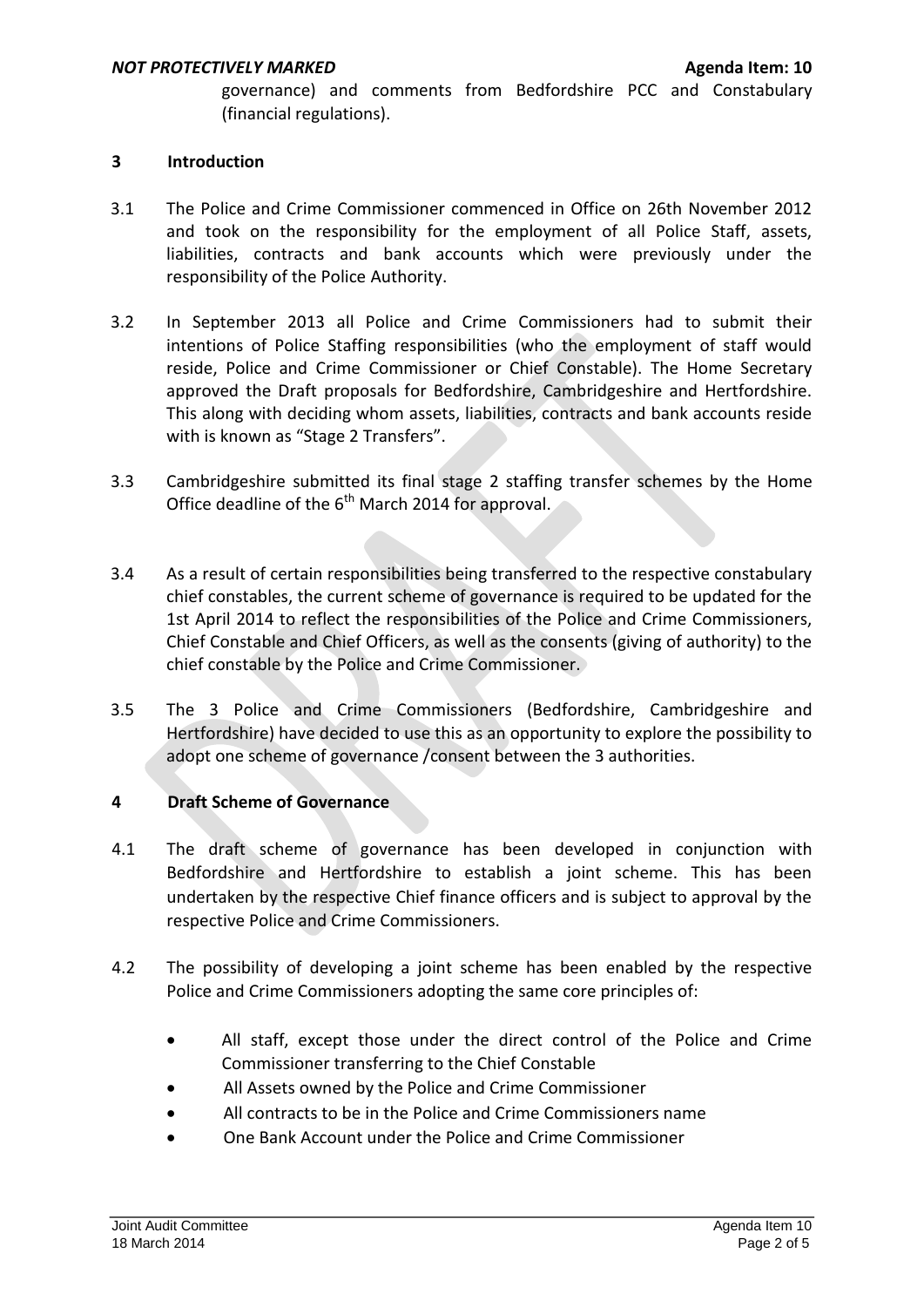governance) and comments from Bedfordshire PCC and Constabulary (financial regulations).

## 3 Introduction

3.1 The Police and Crime Commissioner commenced in Office on 26th November 2012 and took on the responsibility for the employment of all Police Staff, assets, liabilities, contracts and bank accounts which were previously under the responsibility of the Police Authority.

3.2 In September 2013 all Police and Crime Commissioners had to submit their intentions of Police Staffing responsibilities (who the employment of staff would reside, Police and Crime Commissioner or Chief Constable). The Home Secretary approved the Draft proposals for Bedfordshire, Cambridgeshire and Hertfordshire. This along with deciding whom assets, liabilities, contracts and bank accounts reside with is known as "Stage 2 Transfers".

3.3 Cambridgeshire submitted its final stage 2 staffing transfer schemes by the Home Office deadline of the 6th March 2014 for approval.

3.4 As a result of certain responsibilities being transferred to the respective constabulary chief constables, the current scheme of governance is required to be updated for the 1st April 2014 to reflect the responsibilities of the Police and Crime Commissioners, Chief Constable and Chief Officers, as well as the consents (giving of authority) to the chief constable by the Police and Crime Commissioner.

3.5 The 3 Police and Crime Commissioners (Bedfordshire, Cambridgeshire and Hertfordshire) have decided to use this as an opportunity to explore the possibility to adopt one scheme of governance /consent between the 3 authorities.

## 4 Draft Scheme of Governance

4.1 The draft scheme of governance has been developed in conjunction with Bedfordshire and Hertfordshire to establish a joint scheme. This has been undertaken by the respective Chief finance officers and is subject to approval by the respective Police and Crime Commissioners.

4.2 The possibility of developing a joint scheme has been enabled by the respective Police and Crime Commissioners adopting the same core principles of:

- All staff, except those under the direct control of the Police and Crime Commissioner transferring to the Chief Constable
- All Assets owned by the Police and Crime Commissioner
- All contracts to be in the Police and Crime Commissioners name
- One Bank Account under the Police and Crime Commissioner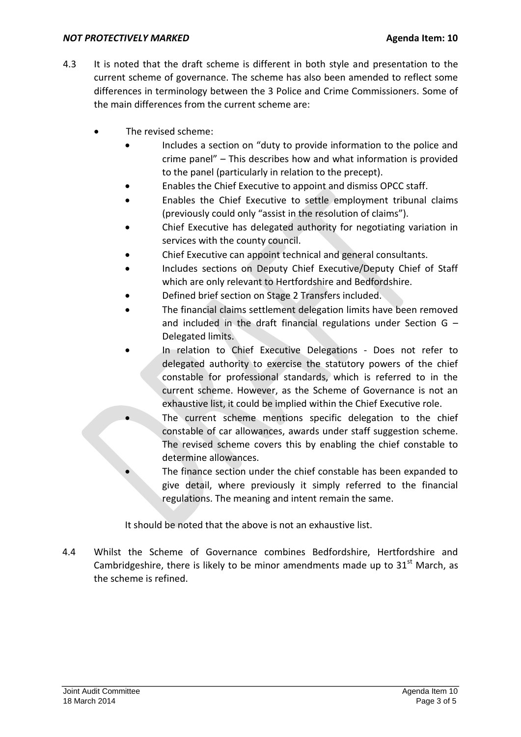4.3 It is noted that the draft scheme is different in both style and presentation to the current scheme of governance. The scheme has also been amended to reflect some differences in terminology between the 3 Police and Crime Commissioners. Some of the main differences from the current scheme are:

- The revised scheme:
  - Includes a section on "duty to provide information to the police and crime panel" – This describes how and what information is provided to the panel (particularly in relation to the precept).
  - Enables the Chief Executive to appoint and dismiss OPCC staff.
  - Enables the Chief Executive to settle employment tribunal claims (previously could only "assist in the resolution of claims").
  - Chief Executive has delegated authority for negotiating variation in services with the county council.
  - Chief Executive can appoint technical and general consultants.
  - Includes sections on Deputy Chief Executive/Deputy Chief of Staff which are only relevant to Hertfordshire and Bedfordshire.
  - Defined brief section on Stage 2 Transfers included.
  - The financial claims settlement delegation limits have been removed and included in the draft financial regulations under Section G – Delegated limits.
  - In relation to Chief Executive Delegations - Does not refer to delegated authority to exercise the statutory powers of the chief constable for professional standards, which is referred to in the current scheme. However, as the Scheme of Governance is not an exhaustive list, it could be implied within the Chief Executive role.
  - The current scheme mentions specific delegation to the chief constable of car allowances, awards under staff suggestion scheme. The revised scheme covers this by enabling the chief constable to determine allowances.
  - The finance section under the chief constable has been expanded to give detail, where previously it simply referred to the financial regulations. The meaning and intent remain the same.

It should be noted that the above is not an exhaustive list.

4.4 Whilst the Scheme of Governance combines Bedfordshire, Hertfordshire and Cambridgeshire, there is likely to be minor amendments made up to 31st March, as the scheme is refined.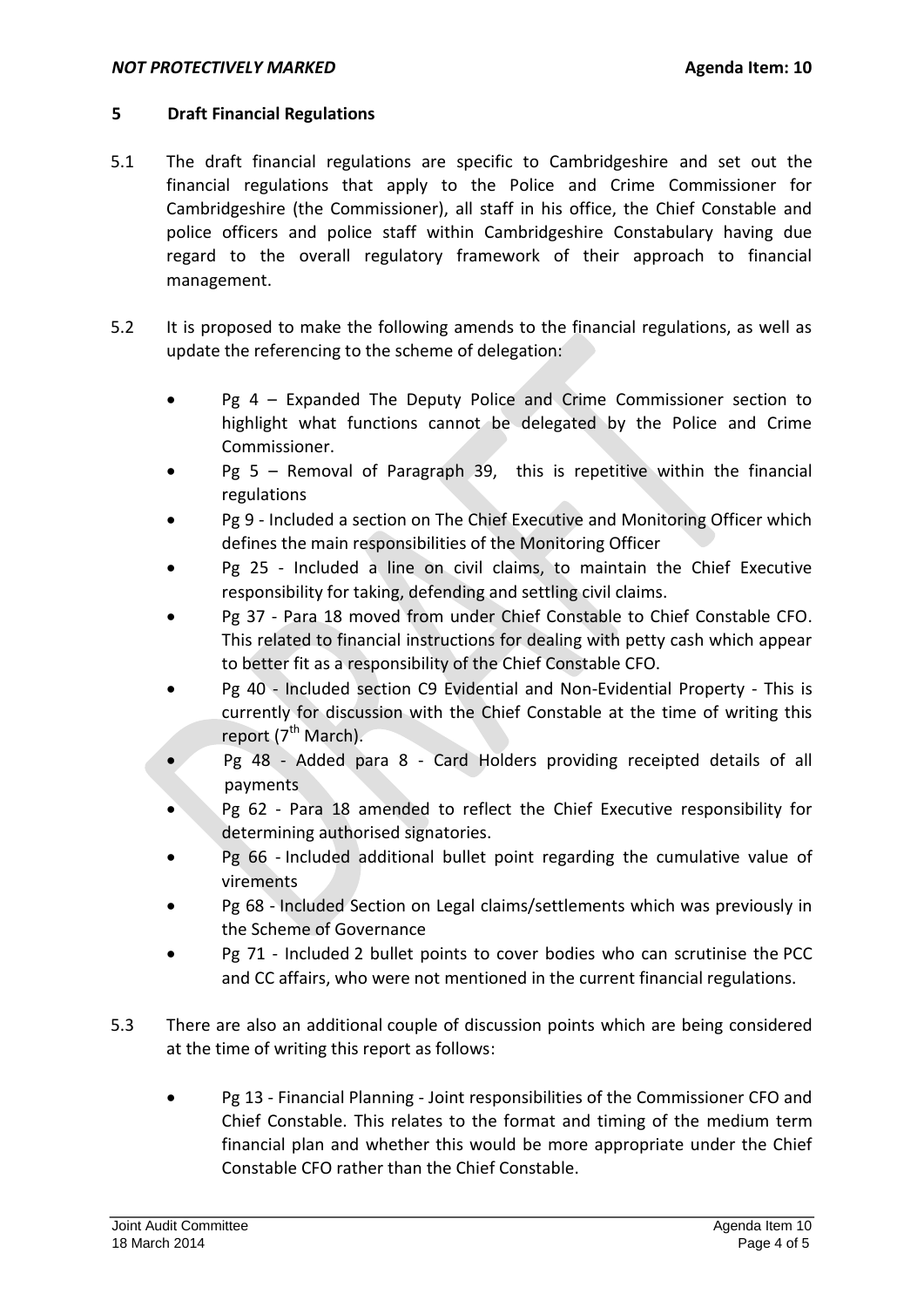## 5 Draft Financial Regulations

5.1 The draft financial regulations are specific to Cambridgeshire and set out the financial regulations that apply to the Police and Crime Commissioner for Cambridgeshire (the Commissioner), all staff in his office, the Chief Constable and police officers and police staff within Cambridgeshire Constabulary having due regard to the overall regulatory framework of their approach to financial management.

5.2 It is proposed to make the following amends to the financial regulations, as well as update the referencing to the scheme of delegation:

- Pg 4 – Expanded The Deputy Police and Crime Commissioner section to highlight what functions cannot be delegated by the Police and Crime Commissioner.
- Pg 5 – Removal of Paragraph 39, this is repetitive within the financial regulations
- Pg 9 - Included a section on The Chief Executive and Monitoring Officer which defines the main responsibilities of the Monitoring Officer
- Pg 25 - Included a line on civil claims, to maintain the Chief Executive responsibility for taking, defending and settling civil claims.
- Pg 37 - Para 18 moved from under Chief Constable to Chief Constable CFO. This related to financial instructions for dealing with petty cash which appear to better fit as a responsibility of the Chief Constable CFO.
- Pg 40 - Included section C9 Evidential and Non-Evidential Property - This is currently for discussion with the Chief Constable at the time of writing this report (7th March).
- Pg 48 - Added para 8 - Card Holders providing receipted details of all payments
- Pg 62 - Para 18 amended to reflect the Chief Executive responsibility for determining authorised signatories.
- Pg 66 - Included additional bullet point regarding the cumulative value of virements
- Pg 68 - Included Section on Legal claims/settlements which was previously in the Scheme of Governance
- Pg 71 - Included 2 bullet points to cover bodies who can scrutinise the PCC and CC affairs, who were not mentioned in the current financial regulations.

5.3 There are also an additional couple of discussion points which are being considered at the time of writing this report as follows:

- Pg 13 - Financial Planning - Joint responsibilities of the Commissioner CFO and Chief Constable. This relates to the format and timing of the medium term financial plan and whether this would be more appropriate under the Chief Constable CFO rather than the Chief Constable.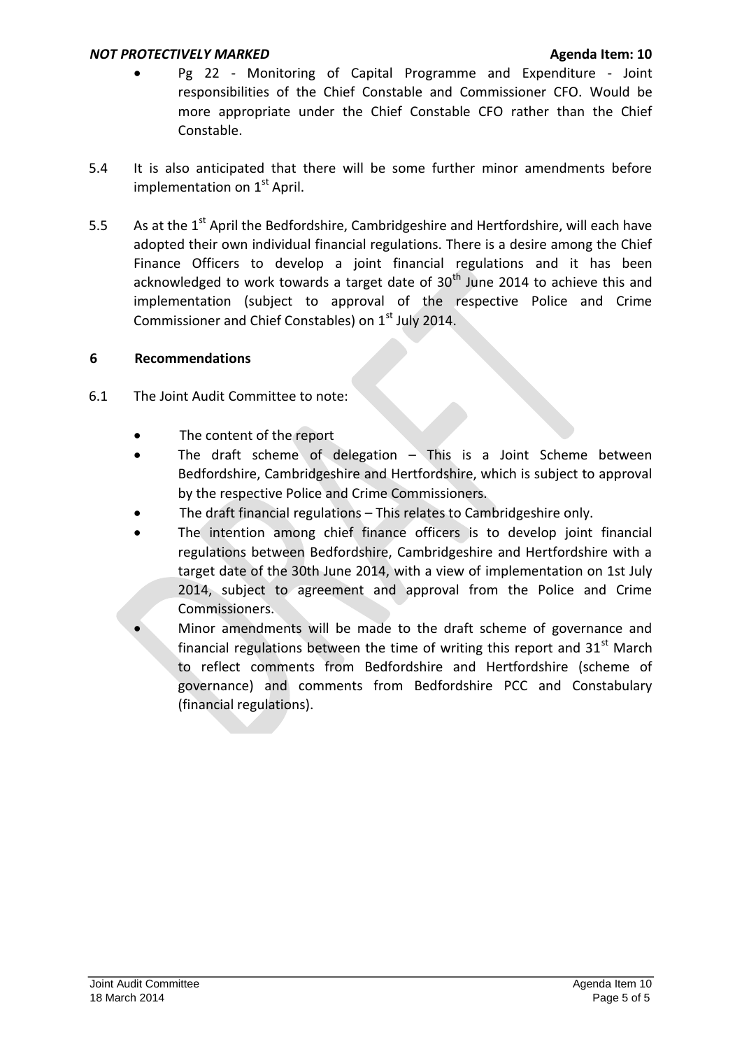- Pg 22 - Monitoring of Capital Programme and Expenditure - Joint responsibilities of the Chief Constable and Commissioner CFO. Would be more appropriate under the Chief Constable CFO rather than the Chief Constable.

5.4 It is also anticipated that there will be some further minor amendments before implementation on 1st April.

5.5 As at the 1st April the Bedfordshire, Cambridgeshire and Hertfordshire, will each have adopted their own individual financial regulations. There is a desire among the Chief Finance Officers to develop a joint financial regulations and it has been acknowledged to work towards a target date of 30th June 2014 to achieve this and implementation (subject to approval of the respective Police and Crime Commissioner and Chief Constables) on 1st July 2014.

## 6 Recommendations

6.1 The Joint Audit Committee to note:

- The content of the report
- The draft scheme of delegation – This is a Joint Scheme between Bedfordshire, Cambridgeshire and Hertfordshire, which is subject to approval by the respective Police and Crime Commissioners.
- The draft financial regulations – This relates to Cambridgeshire only.
- The intention among chief finance officers is to develop joint financial regulations between Bedfordshire, Cambridgeshire and Hertfordshire with a target date of the 30th June 2014, with a view of implementation on 1st July 2014, subject to agreement and approval from the Police and Crime Commissioners.
- Minor amendments will be made to the draft scheme of governance and financial regulations between the time of writing this report and 31st March to reflect comments from Bedfordshire and Hertfordshire (scheme of governance) and comments from Bedfordshire PCC and Constabulary (financial regulations).